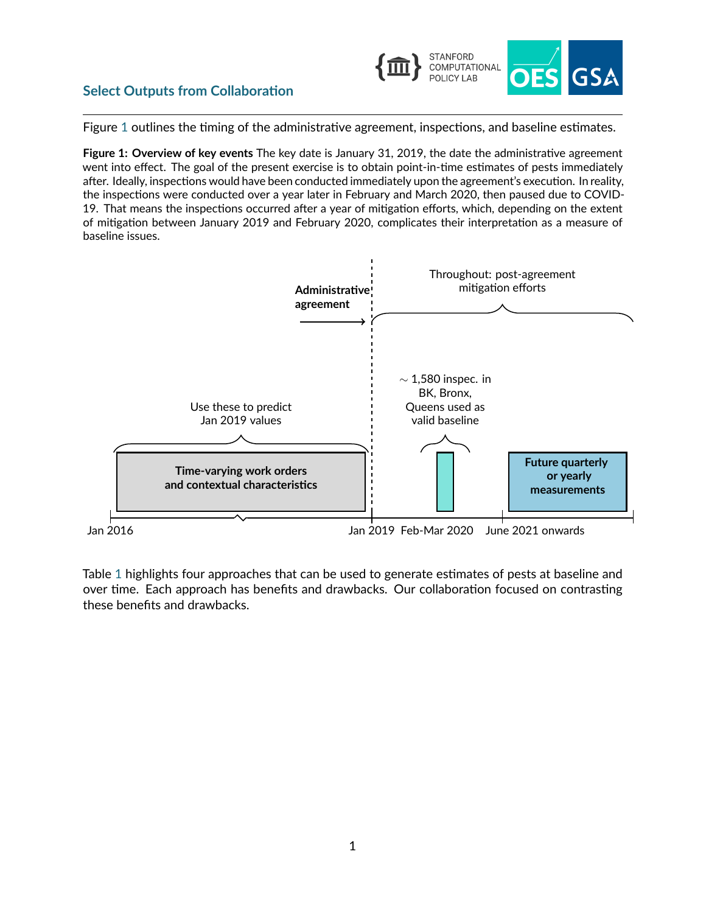## Select Outputs from Collaboration

Figure 1 outlines the timing of the administrative agreement, inspections, and baseline estimates.

**Figure 1: Overview of key events** The key date is January 31, 2019, the date the administrative agreement went into effect. The goal of the present exercise is to obtain point-in-time estimates of pests immediately after. Ideally, inspections would have been conducted immediately upon the agreement's execution. In reality, the inspections were conducted over a year later in February and March 2020, then paused due to COVID-19. That means the inspections occurred after a year of mitigation efforts, which, depending on the extent of mitigation between January 2019 and February 2020, complicates their interpretation as a measure of baseline issues.

**Administrative agreement**

Throughout: post-agreement mitigation efforts

Use these to predict Jan 2019 values

$\sim$ 1,580 inspec. in BK, Bronx, Queens used as valid baseline

**Time-varying work orders and contextual characteristics**

**Future quarterly or yearly measurements**

Jan 2016 — Jan 2019 — Feb-Mar 2020 — June 2021 onwards

Table 1 highlights four approaches that can be used to generate estimates of pests at baseline and over time. Each approach has benefits and drawbacks. Our collaboration focused on contrasting these benefits and drawbacks.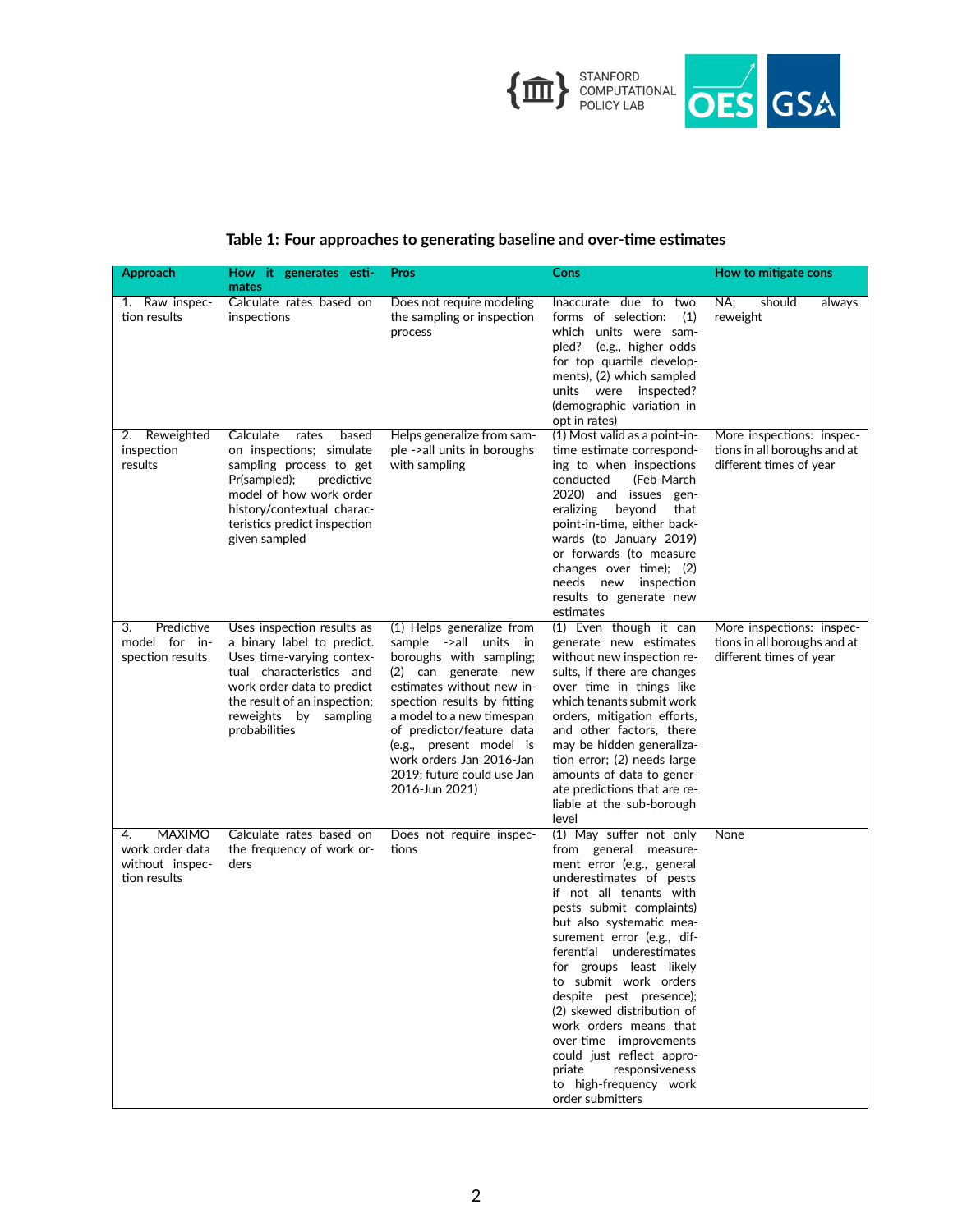**Table 1: Four approaches to generating baseline and over-time estimates**

| Approach | How it generates estimates | Pros | Cons | How to mitigate cons |
|---|---|---|---|---|
| 1. Raw inspection results | Calculate rates based on inspections | Does not require modeling the sampling or inspection process | Inaccurate due to two forms of selection: (1) which units were sampled? (e.g., higher odds for top quartile developments), (2) which sampled units were inspected? (demographic variation in opt in rates) | NA; should always reweight |
| 2. Reweighted inspection results | Calculate rates based on inspections; simulate sampling process to get Pr(sampled); predictive model of how work order history/contextual characteristics predict inspection given sampled | Helps generalize from sample ->all units in boroughs with sampling | (1) Most valid as a point-in-time estimate corresponding to when inspections conducted (Feb-March 2020) and issues generalizing beyond that point-in-time, either backwards (to January 2019) or forwards (to measure changes over time); (2) needs new inspection results to generate new estimates | More inspections: inspections in all boroughs and at different times of year |
| 3. Predictive model for inspection results | Uses inspection results as a binary label to predict. Uses time-varying contextual and work order data to predict the result of an inspection; reweights by sampling probabilities | (1) Helps generalize from sample ->all units in boroughs with sampling; (2) can generate new estimates without new inspection results by fitting a model to a new timespan of predictor/feature data (e.g., present model is work orders Jan 2016-Jan 2019; future could use Jan 2016-Jun 2021) | (1) Even though it can generate new estimates without new inspection results, if there are changes over time in things like which tenants submit work orders, mitigation efforts, and other factors, there may be hidden generalization error; (2) needs large amounts of data to generate predictions that are reliable at the sub-borough level | More inspections: inspections in all boroughs and at different times of year |
| 4. MAXIMO work order data without inspection results | Calculate rates based on the frequency of work orders | Does not require inspections | (1) May suffer not only from general measurement error (e.g., general underestimates of pests if not all tenants with pests submit complaints) but also systematic measurement error (e.g., differential underestimates for groups least likely to submit work orders despite pest presence); (2) skewed distribution of work orders means that over-time improvements could just reflect appropriate responsiveness to high-frequency work order submitters | None |